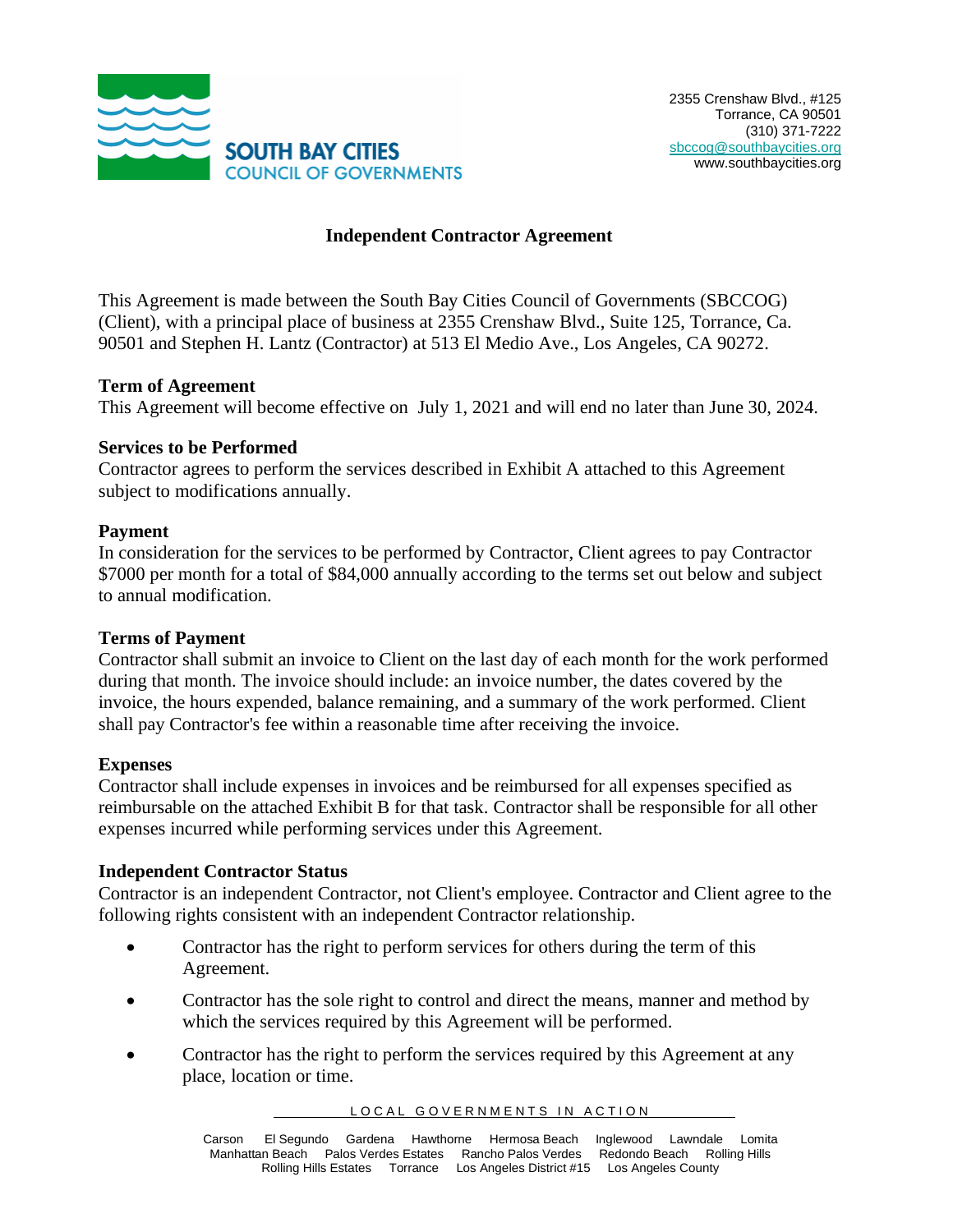**SOUTH BAY CITIES COUNCIL OF GOVERNMENTS**

2355 Crenshaw Blvd., #125
Torrance, CA 90501
(310) 371-7222
sbccog@southbaycities.org
www.southbaycities.org

# Independent Contractor Agreement

This Agreement is made between the South Bay Cities Council of Governments (SBCCOG) (Client), with a principal place of business at 2355 Crenshaw Blvd., Suite 125, Torrance, Ca. 90501 and Stephen H. Lantz (Contractor) at 513 El Medio Ave., Los Angeles, CA 90272.

**Term of Agreement**

This Agreement will become effective on July 1, 2021 and will end no later than June 30, 2024.

**Services to be Performed**

Contractor agrees to perform the services described in Exhibit A attached to this Agreement subject to modifications annually.

**Payment**

In consideration for the services to be performed by Contractor, Client agrees to pay Contractor $7000 per month for a total of $84,000 annually according to the terms set out below and subject to annual modification.

**Terms of Payment**

Contractor shall submit an invoice to Client on the last day of each month for the work performed during that month. The invoice should include: an invoice number, the dates covered by the invoice, the hours expended, balance remaining, and a summary of the work performed. Client shall pay Contractor's fee within a reasonable time after receiving the invoice.

**Expenses**

Contractor shall include expenses in invoices and be reimbursed for all expenses specified as reimbursable on the attached Exhibit B for that task. Contractor shall be responsible for all other expenses incurred while performing services under this Agreement.

**Independent Contractor Status**

Contractor is an independent Contractor, not Client's employee. Contractor and Client agree to the following rights consistent with an independent Contractor relationship.

- Contractor has the right to perform services for others during the term of this Agreement.
- Contractor has the sole right to control and direct the means, manner and method by which the services required by this Agreement will be performed.
- Contractor has the right to perform the services required by this Agreement at any place, location or time.

LOCAL GOVERNMENTS IN ACTION

Carson El Segundo Gardena Hawthorne Hermosa Beach Inglewood Lawndale Lomita
Manhattan Beach Palos Verdes Estates Rancho Palos Verdes Redondo Beach Rolling Hills
Rolling Hills Estates Torrance Los Angeles District #15 Los Angeles County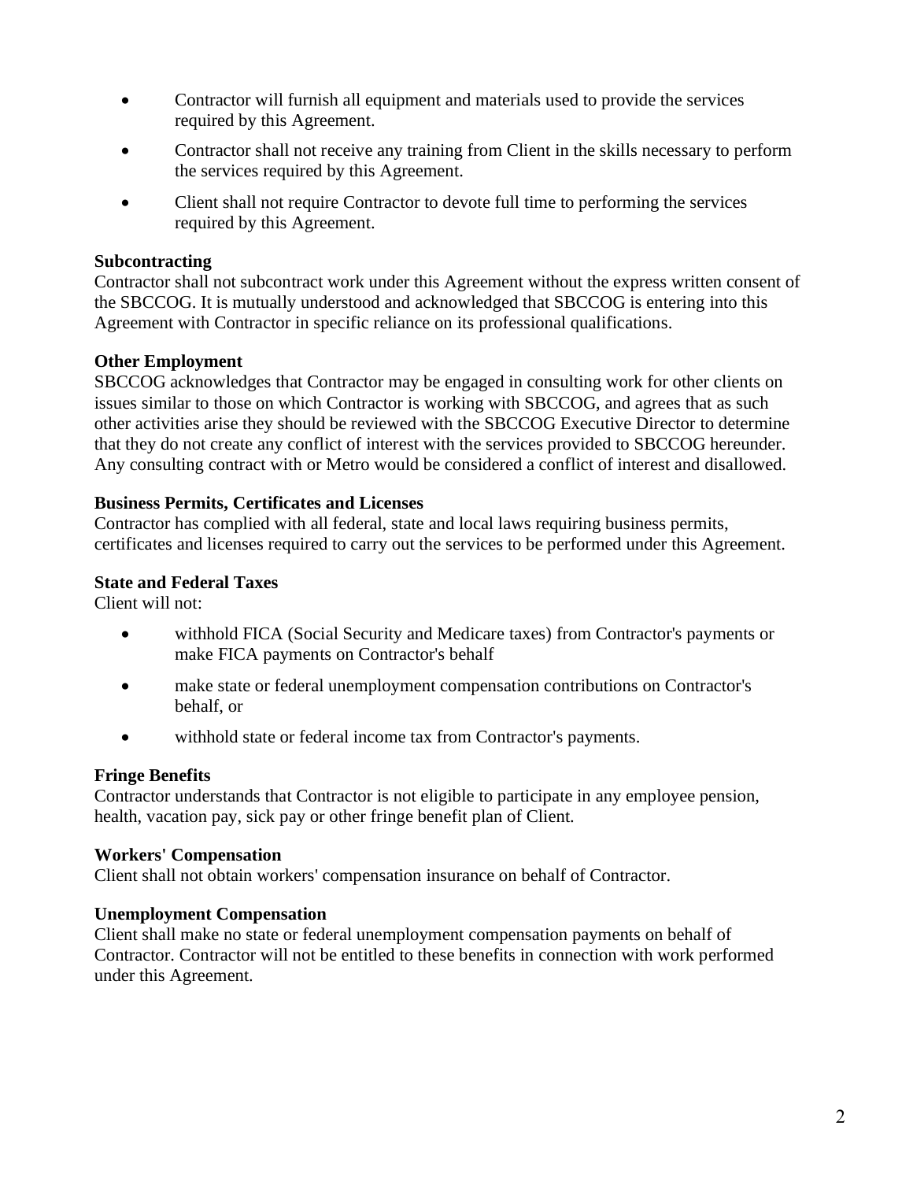- Contractor will furnish all equipment and materials used to provide the services required by this Agreement.
- Contractor shall not receive any training from Client in the skills necessary to perform the services required by this Agreement.
- Client shall not require Contractor to devote full time to performing the services required by this Agreement.

**Subcontracting**
Contractor shall not subcontract work under this Agreement without the express written consent of the SBCCOG. It is mutually understood and acknowledged that SBCCOG is entering into this Agreement with Contractor in specific reliance on its professional qualifications.

**Other Employment**
SBCCOG acknowledges that Contractor may be engaged in consulting work for other clients on issues similar to those on which Contractor is working with SBCCOG, and agrees that as such other activities arise they should be reviewed with the SBCCOG Executive Director to determine that they do not create any conflict of interest with the services provided to SBCCOG hereunder. Any consulting contract with or Metro would be considered a conflict of interest and disallowed.

**Business Permits, Certificates and Licenses**
Contractor has complied with all federal, state and local laws requiring business permits, certificates and licenses required to carry out the services to be performed under this Agreement.

**State and Federal Taxes**
Client will not:

- withhold FICA (Social Security and Medicare taxes) from Contractor's payments or make FICA payments on Contractor's behalf
- make state or federal unemployment compensation contributions on Contractor's behalf, or
- withhold state or federal income tax from Contractor's payments.

**Fringe Benefits**
Contractor understands that Contractor is not eligible to participate in any employee pension, health, vacation pay, sick pay or other fringe benefit plan of Client.

**Workers' Compensation**
Client shall not obtain workers' compensation insurance on behalf of Contractor.

**Unemployment Compensation**
Client shall make no state or federal unemployment compensation payments on behalf of Contractor. Contractor will not be entitled to these benefits in connection with work performed under this Agreement.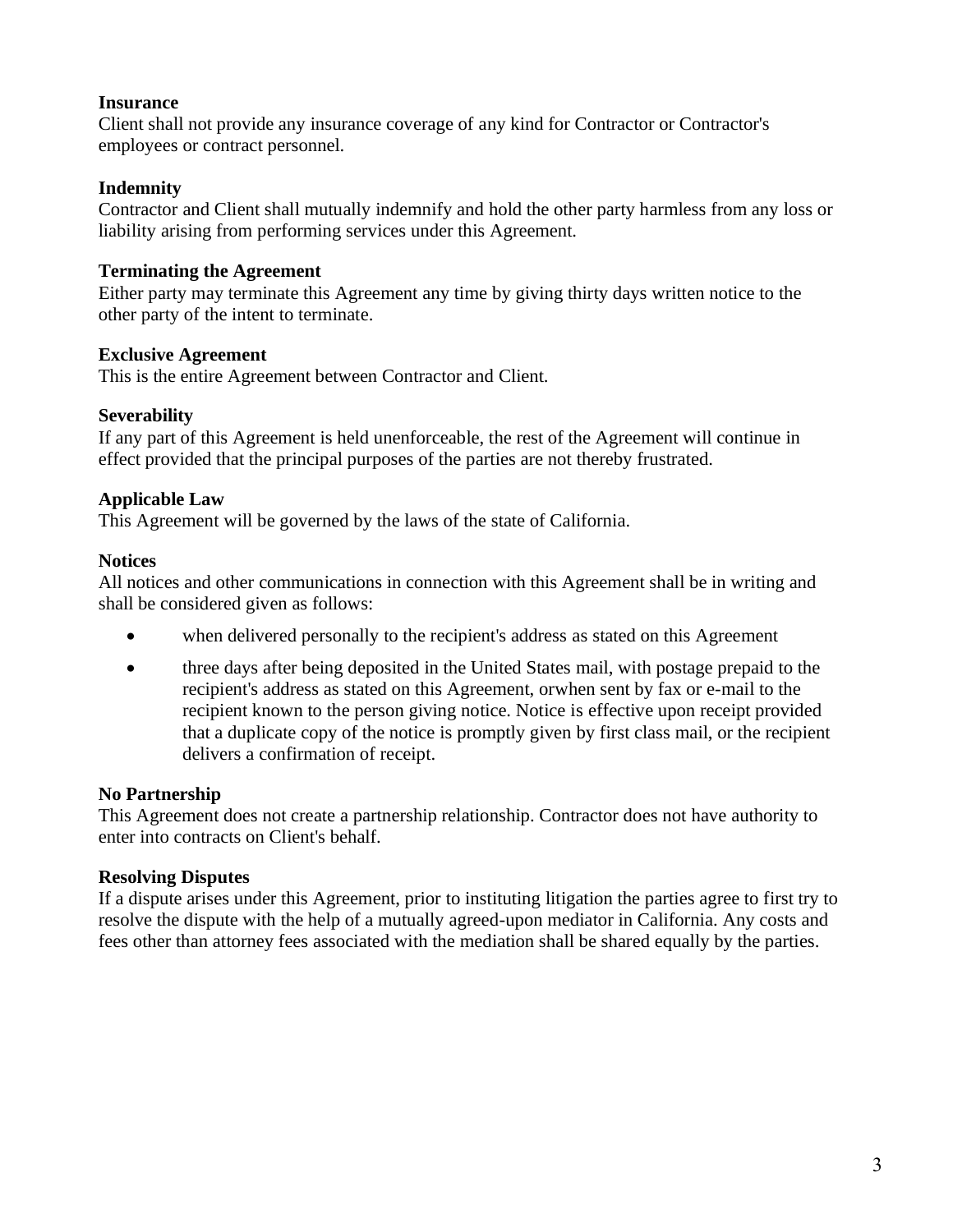**Insurance**
Client shall not provide any insurance coverage of any kind for Contractor or Contractor's employees or contract personnel.

**Indemnity**
Contractor and Client shall mutually indemnify and hold the other party harmless from any loss or liability arising from performing services under this Agreement.

**Terminating the Agreement**
Either party may terminate this Agreement any time by giving thirty days written notice to the other party of the intent to terminate.

**Exclusive Agreement**
This is the entire Agreement between Contractor and Client.

**Severability**
If any part of this Agreement is held unenforceable, the rest of the Agreement will continue in effect provided that the principal purposes of the parties are not thereby frustrated.

**Applicable Law**
This Agreement will be governed by the laws of the state of California.

**Notices**
All notices and other communications in connection with this Agreement shall be in writing and shall be considered given as follows:

- when delivered personally to the recipient's address as stated on this Agreement
- three days after being deposited in the United States mail, with postage prepaid to the recipient's address as stated on this Agreement, orwhen sent by fax or e-mail to the recipient known to the person giving notice. Notice is effective upon receipt provided that a duplicate copy of the notice is promptly given by first class mail, or the recipient delivers a confirmation of receipt.

**No Partnership**
This Agreement does not create a partnership relationship. Contractor does not have authority to enter into contracts on Client's behalf.

**Resolving Disputes**
If a dispute arises under this Agreement, prior to instituting litigation the parties agree to first try to resolve the dispute with the help of a mutually agreed-upon mediator in California. Any costs and fees other than attorney fees associated with the mediation shall be shared equally by the parties.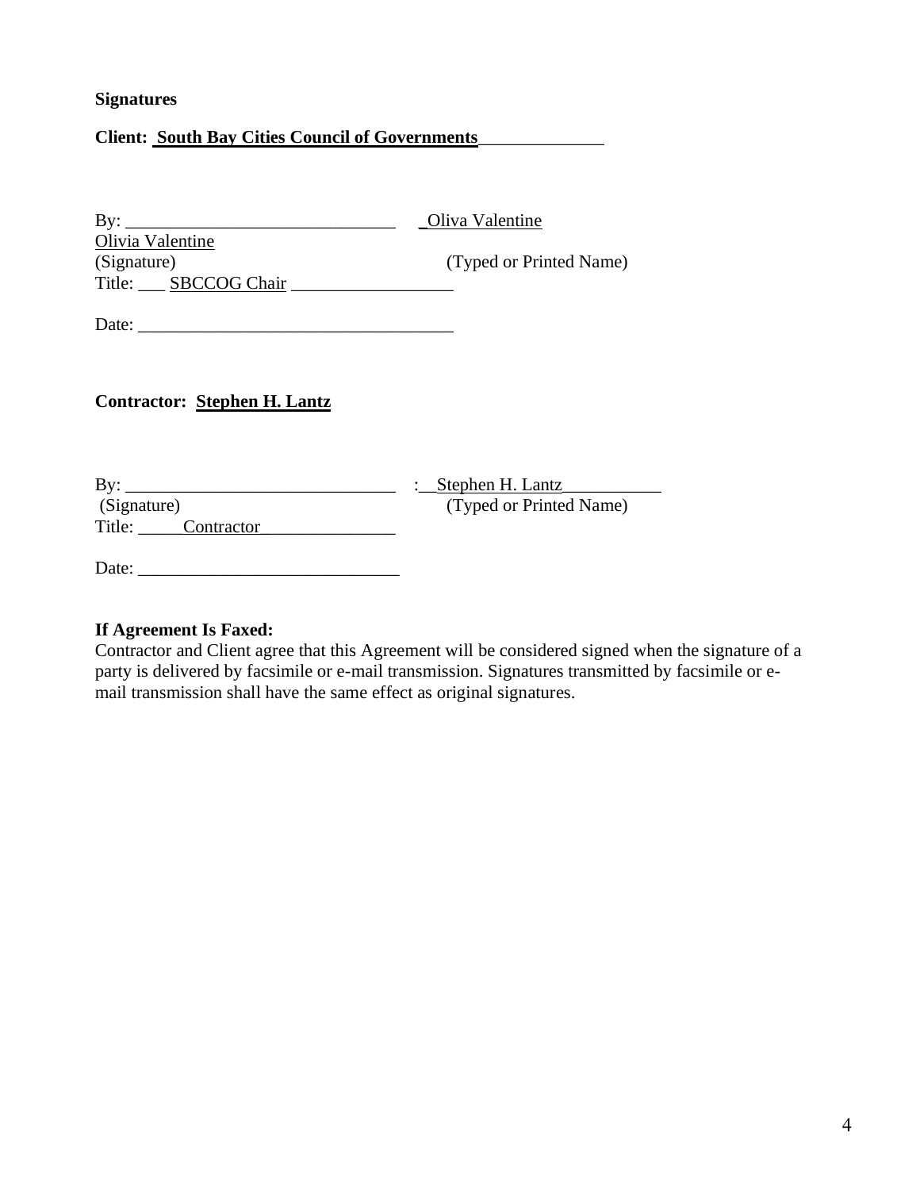**Signatures**

**Client: South Bay Cities Council of Governments______________**

By: ______________________________ _Oliva Valentine
Olivia Valentine
(Signature) (Typed or Printed Name)
Title: ___ SBCCOG Chair __________________

Date: ___________________________________

**Contractor: Stephen H. Lantz**

By: ______________________________ :__Stephen H. Lantz___________
(Signature) (Typed or Printed Name)
Title: _____Contractor_______________

Date: _____________________________

**If Agreement Is Faxed:**
Contractor and Client agree that this Agreement will be considered signed when the signature of a party is delivered by facsimile or e-mail transmission. Signatures transmitted by facsimile or e-mail transmission shall have the same effect as original signatures.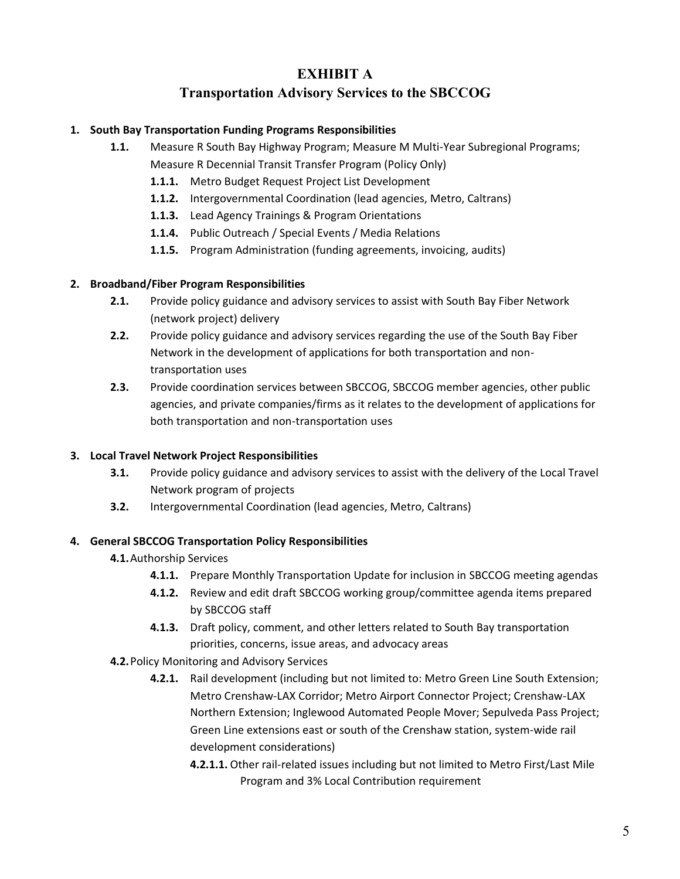# EXHIBIT A

## Transportation Advisory Services to the SBCCOG

**1. South Bay Transportation Funding Programs Responsibilities**

- **1.1.** Measure R South Bay Highway Program; Measure M Multi-Year Subregional Programs; Measure R Decennial Transit Transfer Program (Policy Only)
  - **1.1.1.** Metro Budget Request Project List Development
  - **1.1.2.** Intergovernmental Coordination (lead agencies, Metro, Caltrans)
  - **1.1.3.** Lead Agency Trainings & Program Orientations
  - **1.1.4.** Public Outreach / Special Events / Media Relations
  - **1.1.5.** Program Administration (funding agreements, invoicing, audits)

**2. Broadband/Fiber Program Responsibilities**

- **2.1.** Provide policy guidance and advisory services to assist with South Bay Fiber Network (network project) delivery
- **2.2.** Provide policy guidance and advisory services regarding the use of the South Bay Fiber Network in the development of applications for both transportation and non-transportation uses
- **2.3.** Provide coordination services between SBCCOG, SBCCOG member agencies, other public agencies, and private companies/firms as it relates to the development of applications for both transportation and non-transportation uses

**3. Local Travel Network Project Responsibilities**

- **3.1.** Provide policy guidance and advisory services to assist with the delivery of the Local Travel Network program of projects
- **3.2.** Intergovernmental Coordination (lead agencies, Metro, Caltrans)

**4. General SBCCOG Transportation Policy Responsibilities**

- **4.1.** Authorship Services
  - **4.1.1.** Prepare Monthly Transportation Update for inclusion in SBCCOG meeting agendas
  - **4.1.2.** Review and edit draft SBCCOG working group/committee agenda items prepared by SBCCOG staff
  - **4.1.3.** Draft policy, comment, and other letters related to South Bay transportation priorities, concerns, issue areas, and advocacy areas
- **4.2.** Policy Monitoring and Advisory Services
  - **4.2.1.** Rail development (including but not limited to: Metro Green Line South Extension; Metro Crenshaw-LAX Corridor; Metro Airport Connector Project; Crenshaw-LAX Northern Extension; Inglewood Automated People Mover; Sepulveda Pass Project; Green Line extensions east or south of the Crenshaw station, system-wide rail development considerations)
    - **4.2.1.1.** Other rail-related issues including but not limited to Metro First/Last Mile Program and 3% Local Contribution requirement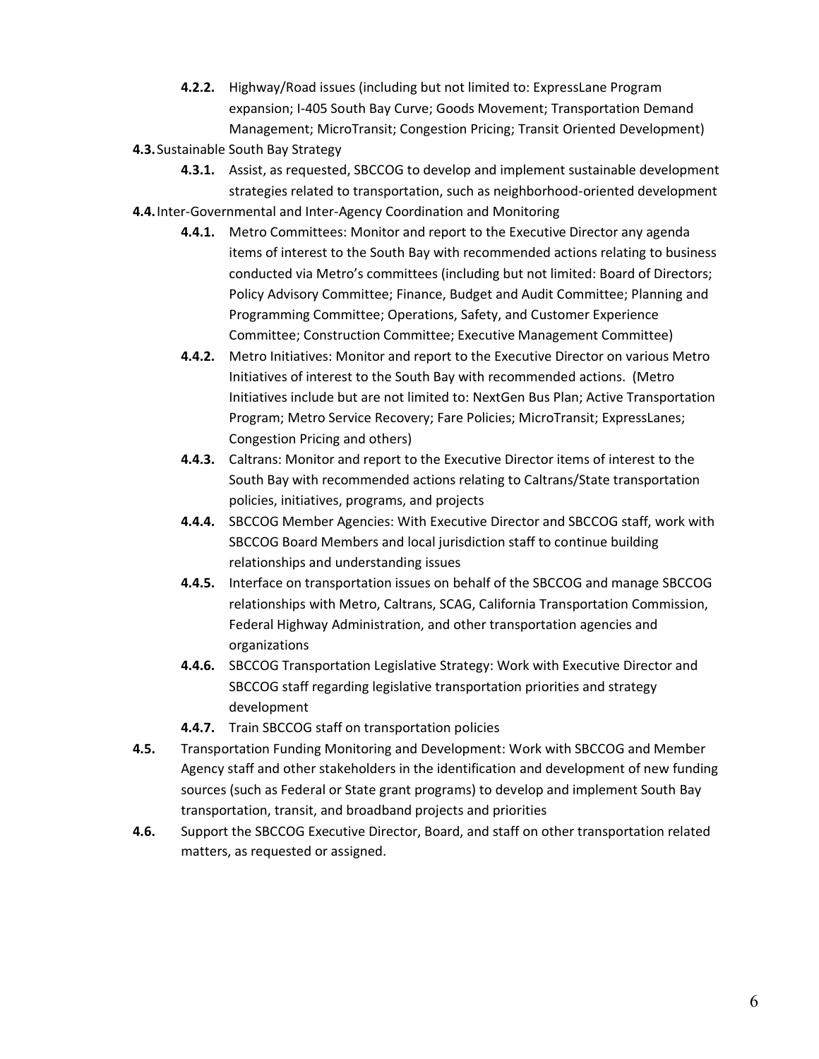- **4.2.2.** Highway/Road issues (including but not limited to: ExpressLane Program expansion; I-405 South Bay Curve; Goods Movement; Transportation Demand Management; MicroTransit; Congestion Pricing; Transit Oriented Development)

**4.3.** Sustainable South Bay Strategy

- **4.3.1.** Assist, as requested, SBCCOG to develop and implement sustainable development strategies related to transportation, such as neighborhood-oriented development

**4.4.** Inter-Governmental and Inter-Agency Coordination and Monitoring

- **4.4.1.** Metro Committees: Monitor and report to the Executive Director any agenda items of interest to the South Bay with recommended actions relating to business conducted via Metro's committees (including but not limited: Board of Directors; Policy Advisory Committee; Finance, Budget and Audit Committee; Planning and Programming Committee; Operations, Safety, and Customer Experience Committee; Construction Committee; Executive Management Committee)
- **4.4.2.** Metro Initiatives: Monitor and report to the Executive Director on various Metro Initiatives of interest to the South Bay with recommended actions. (Metro Initiatives include but are not limited to: NextGen Bus Plan; Active Transportation Program; Metro Service Recovery; Fare Policies; MicroTransit; ExpressLanes; Congestion Pricing and others)
- **4.4.3.** Caltrans: Monitor and report to the Executive Director items of interest to the South Bay with recommended actions relating to Caltrans/State transportation policies, initiatives, programs, and projects
- **4.4.4.** SBCCOG Member Agencies: With Executive Director and SBCCOG staff, work with SBCCOG Board Members and local jurisdiction staff to continue building relationships and understanding issues
- **4.4.5.** Interface on transportation issues on behalf of the SBCCOG and manage SBCCOG relationships with Metro, Caltrans, SCAG, California Transportation Commission, Federal Highway Administration, and other transportation agencies and organizations
- **4.4.6.** SBCCOG Transportation Legislative Strategy: Work with Executive Director and SBCCOG staff regarding legislative transportation priorities and strategy development
- **4.4.7.** Train SBCCOG staff on transportation policies

**4.5.** Transportation Funding Monitoring and Development: Work with SBCCOG and Member Agency staff and other stakeholders in the identification and development of new funding sources (such as Federal or State grant programs) to develop and implement South Bay transportation, transit, and broadband projects and priorities

**4.6.** Support the SBCCOG Executive Director, Board, and staff on other transportation related matters, as requested or assigned.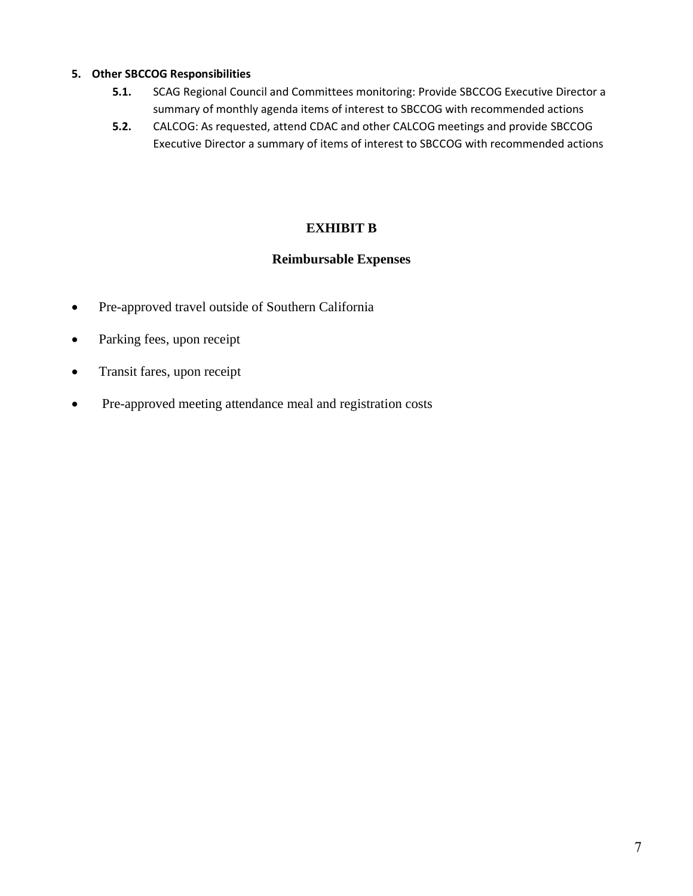5. **Other SBCCOG Responsibilities**
   - **5.1.** SCAG Regional Council and Committees monitoring: Provide SBCCOG Executive Director a summary of monthly agenda items of interest to SBCCOG with recommended actions
   - **5.2.** CALCOG: As requested, attend CDAC and other CALCOG meetings and provide SBCCOG Executive Director a summary of items of interest to SBCCOG with recommended actions

## EXHIBIT B

### Reimbursable Expenses

- Pre-approved travel outside of Southern California
- Parking fees, upon receipt
- Transit fares, upon receipt
- Pre-approved meeting attendance meal and registration costs